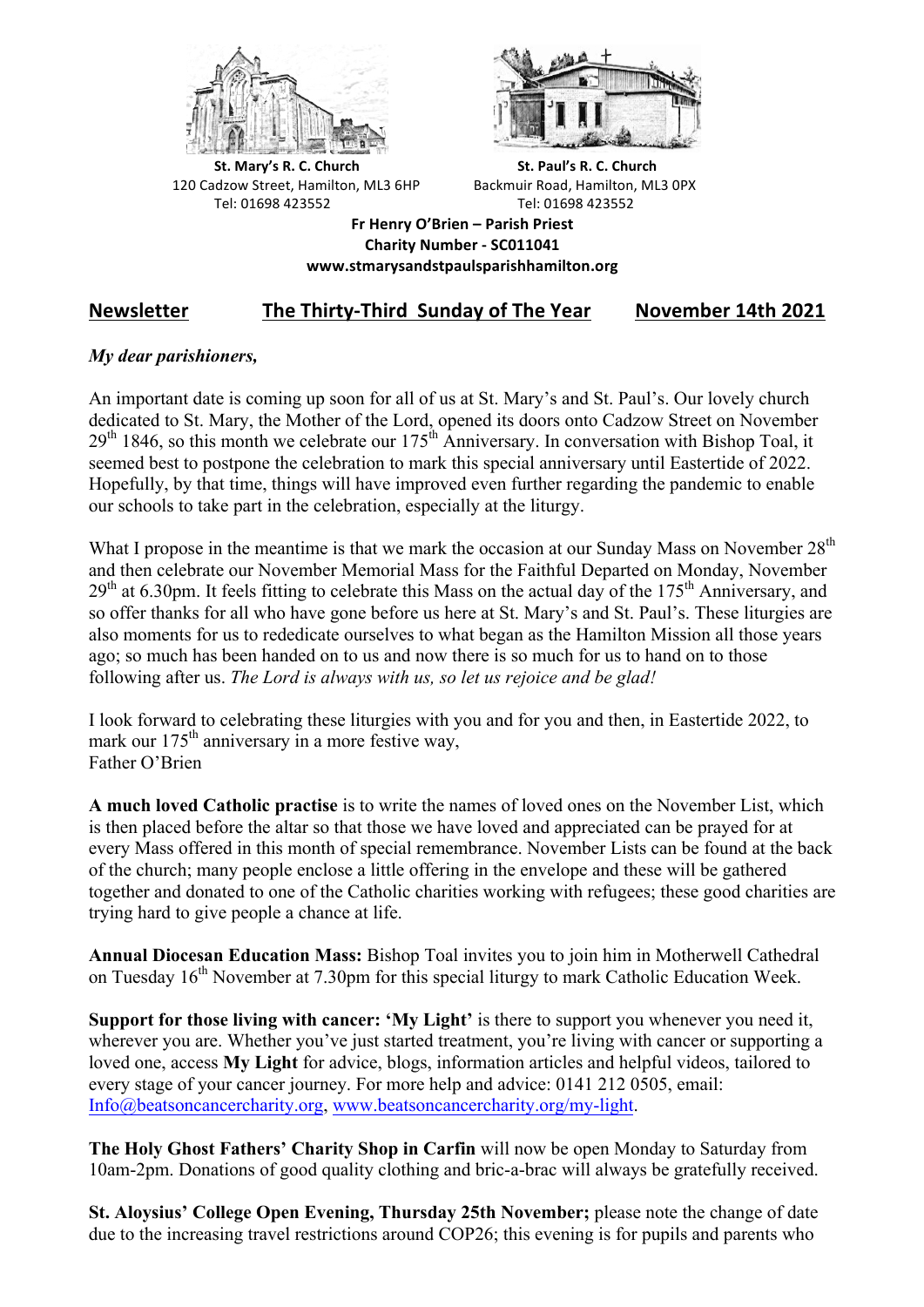**St. Mary's R. C. Church**
120 Cadzow Street, Hamilton, ML3 6HP
Tel: 01698 423552

**St. Paul's R. C. Church**
Backmuir Road, Hamilton, ML3 0PX
Tel: 01698 423552

**Fr Henry O'Brien – Parish Priest**
**Charity Number - SC011041**
**www.stmarysandstpaulsparishhamilton.org**

## Newsletter — The Thirty-Third Sunday of The Year — November 14th 2021

*My dear parishioners,*

An important date is coming up soon for all of us at St. Mary's and St. Paul's. Our lovely church dedicated to St. Mary, the Mother of the Lord, opened its doors onto Cadzow Street on November 29th 1846, so this month we celebrate our 175th Anniversary. In conversation with Bishop Toal, it seemed best to postpone the celebration to mark this special anniversary until Eastertide of 2022. Hopefully, by that time, things will have improved even further regarding the pandemic to enable our schools to take part in the celebration, especially at the liturgy.

What I propose in the meantime is that we mark the occasion at our Sunday Mass on November 28th and then celebrate our November Memorial Mass for the Faithful Departed on Monday, November 29th at 6.30pm. It feels fitting to celebrate this Mass on the actual day of the 175th Anniversary, and so offer thanks for all who have gone before us here at St. Mary's and St. Paul's. These liturgies are also moments for us to rededicate ourselves to what began as the Hamilton Mission all those years ago; so much has been handed on to us and now there is so much for us to hand on to those following after us. *The Lord is always with us, so let us rejoice and be glad!*

I look forward to celebrating these liturgies with you and for you and then, in Eastertide 2022, to mark our 175th anniversary in a more festive way,
Father O'Brien

**A much loved Catholic practise** is to write the names of loved ones on the November List, which is then placed before the altar so that those we have loved and appreciated can be prayed for at every Mass offered in this month of special remembrance. November Lists can be found at the back of the church; many people enclose a little offering in the envelope and these will be gathered together and donated to one of the Catholic charities working with refugees; these good charities are trying hard to give people a chance at life.

**Annual Diocesan Education Mass:** Bishop Toal invites you to join him in Motherwell Cathedral on Tuesday 16th November at 7.30pm for this special liturgy to mark Catholic Education Week.

**Support for those living with cancer: 'My Light'** is there to support you whenever you need it, wherever you are. Whether you've just started treatment, you're living with cancer or supporting a loved one, access **My Light** for advice, blogs, information articles and helpful videos, tailored to every stage of your cancer journey. For more help and advice: 0141 212 0505, email: Info@beatsoncancercharity.org, www.beatsoncancercharity.org/my-light.

**The Holy Ghost Fathers' Charity Shop in Carfin** will now be open Monday to Saturday from 10am-2pm. Donations of good quality clothing and bric-a-brac will always be gratefully received.

**St. Aloysius' College Open Evening, Thursday 25th November;** please note the change of date due to the increasing travel restrictions around COP26; this evening is for pupils and parents who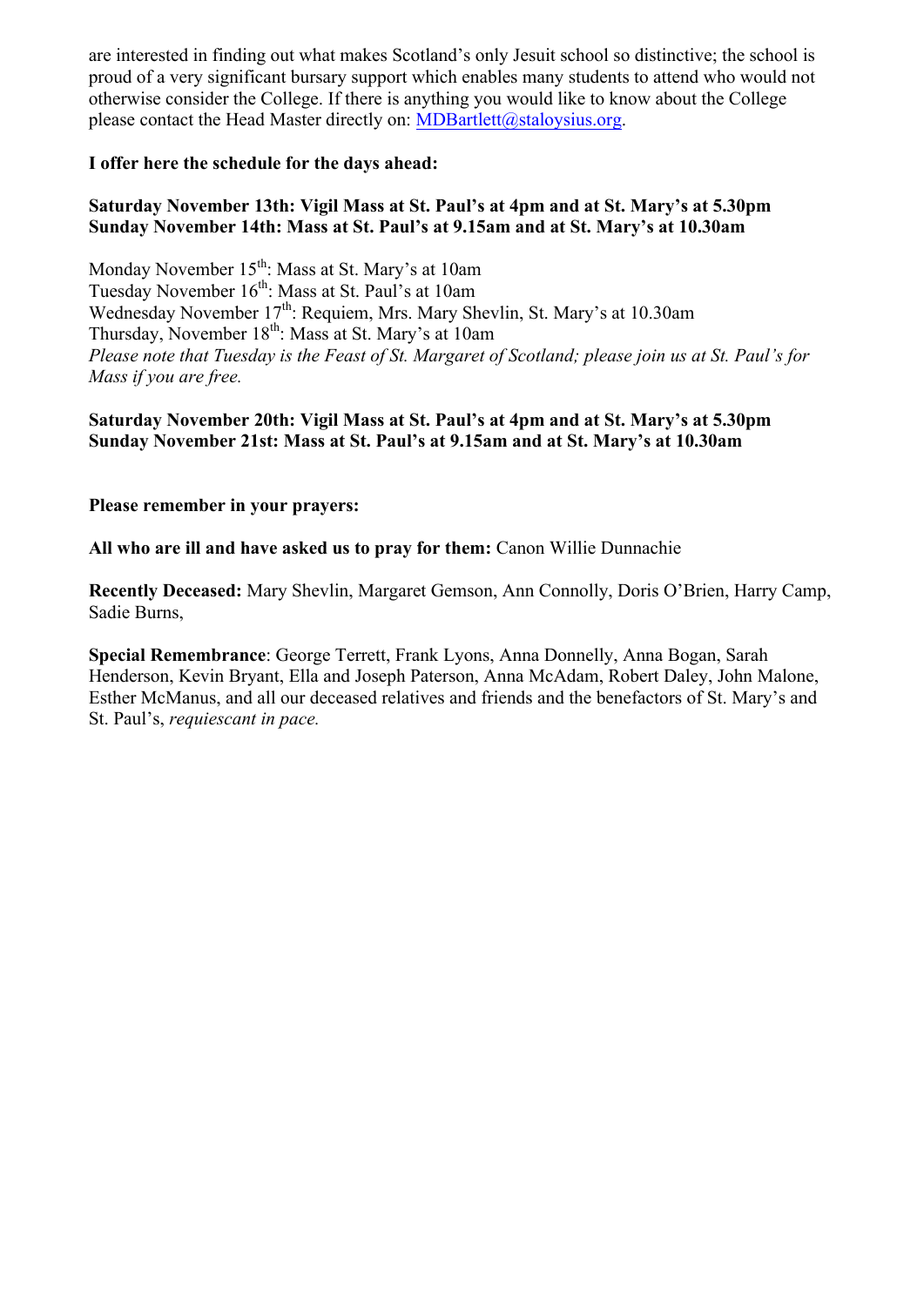are interested in finding out what makes Scotland's only Jesuit school so distinctive; the school is proud of a very significant bursary support which enables many students to attend who would not otherwise consider the College. If there is anything you would like to know about the College please contact the Head Master directly on: MDBartlett@staloysius.org.

**I offer here the schedule for the days ahead:**

**Saturday November 13th: Vigil Mass at St. Paul's at 4pm and at St. Mary's at 5.30pm**
**Sunday November 14th: Mass at St. Paul's at 9.15am and at St. Mary's at 10.30am**

Monday November 15th: Mass at St. Mary's at 10am
Tuesday November 16th: Mass at St. Paul's at 10am
Wednesday November 17th: Requiem, Mrs. Mary Shevlin, St. Mary's at 10.30am
Thursday, November 18th: Mass at St. Mary's at 10am
*Please note that Tuesday is the Feast of St. Margaret of Scotland; please join us at St. Paul's for Mass if you are free.*

**Saturday November 20th: Vigil Mass at St. Paul's at 4pm and at St. Mary's at 5.30pm**
**Sunday November 21st: Mass at St. Paul's at 9.15am and at St. Mary's at 10.30am**

**Please remember in your prayers:**

**All who are ill and have asked us to pray for them:** Canon Willie Dunnachie

**Recently Deceased:** Mary Shevlin, Margaret Gemson, Ann Connolly, Doris O'Brien, Harry Camp, Sadie Burns,

**Special Remembrance**: George Terrett, Frank Lyons, Anna Donnelly, Anna Bogan, Sarah Henderson, Kevin Bryant, Ella and Joseph Paterson, Anna McAdam, Robert Daley, John Malone, Esther McManus, and all our deceased relatives and friends and the benefactors of St. Mary's and St. Paul's, *requiescant in pace.*